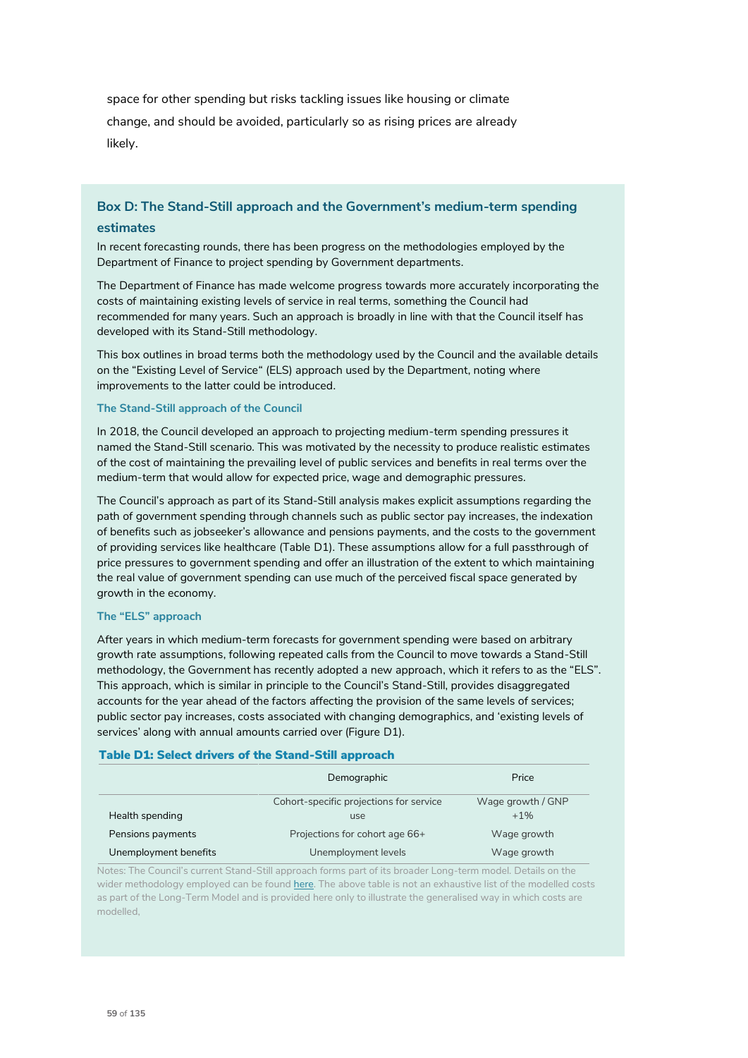space for other spending but risks tackling issues like housing or climate change, and should be avoided, particularly so as rising prices are already likely.

## Box D: The Stand-Still approach and the Government's medium-term spending estimates

In recent forecasting rounds, there has been progress on the methodologies employed by the Department of Finance to project spending by Government departments.

The Department of Finance has made welcome progress towards more accurately incorporating the costs of maintaining existing levels of service in real terms, something the Council had recommended for many years. Such an approach is broadly in line with that the Council itself has developed with its Stand-Still methodology.

This box outlines in broad terms both the methodology used by the Council and the available details on the "Existing Level of Service" (ELS) approach used by the Department, noting where improvements to the latter could be introduced.

### The Stand-Still approach of the Council

In 2018, the Council developed an approach to projecting medium-term spending pressures it named the Stand-Still scenario. This was motivated by the necessity to produce realistic estimates of the cost of maintaining the prevailing level of public services and benefits in real terms over the medium-term that would allow for expected price, wage and demographic pressures.

The Council's approach as part of its Stand-Still analysis makes explicit assumptions regarding the path of government spending through channels such as public sector pay increases, the indexation of benefits such as jobseeker's allowance and pensions payments, and the costs to the government of providing services like healthcare (Table D1). These assumptions allow for a full passthrough of price pressures to government spending and offer an illustration of the extent to which maintaining the real value of government spending can use much of the perceived fiscal space generated by growth in the economy.

### The "ELS" approach

After years in which medium-term forecasts for government spending were based on arbitrary growth rate assumptions, following repeated calls from the Council to move towards a Stand-Still methodology, the Government has recently adopted a new approach, which it refers to as the "ELS". This approach, which is similar in principle to the Council's Stand-Still, provides disaggregated accounts for the year ahead of the factors affecting the provision of the same levels of services; public sector pay increases, costs associated with changing demographics, and 'existing levels of services' along with annual amounts carried over (Figure D1).

**Table D1: Select drivers of the Stand-Still approach**

| | Demographic | Price |
|---|---|---|
| Health spending | Cohort-specific projections for service use | Wage growth / GNP +1% |
| Pensions payments | Projections for cohort age 66+ | Wage growth |
| Unemployment benefits | Unemployment levels | Wage growth |

Notes: The Council's current Stand-Still approach forms part of its broader Long-term model. Details on the wider methodology employed can be found here. The above table is not an exhaustive list of the modelled costs as part of the Long-Term Model and is provided here only to illustrate the generalised way in which costs are modelled,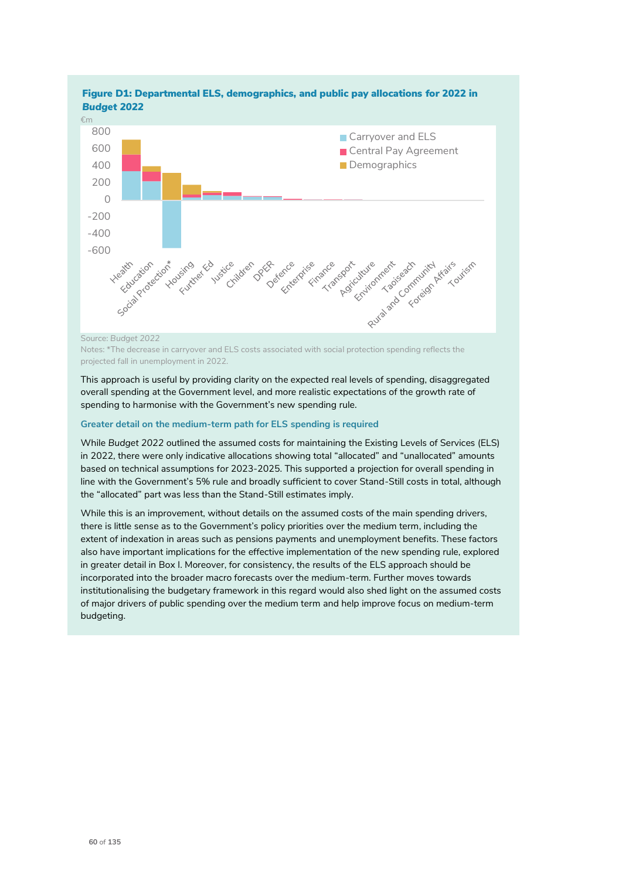**Figure D1: Departmental ELS, demographics, and public pay allocations for 2022 in Budget 2022**

€m

800
600
400
200
0
-200
-400
-600

Carryover and ELS
Central Pay Agreement
Demographics

Health
Education
Social Protection*
Housing
Further Ed
Justice
Children
DPER
Defence
Enterprise
Finance
Transport
Agriculture
Environment
Taoiseach
Rural and Community
Foreign Affairs
Tourism

Source: Budget 2022

Notes: *The decrease in carryover and ELS costs associated with social protection spending reflects the projected fall in unemployment in 2022.

This approach is useful by providing clarity on the expected real levels of spending, disaggregated overall spending at the Government level, and more realistic expectations of the growth rate of spending to harmonise with the Government's new spending rule.

### Greater detail on the medium-term path for ELS spending is required

While *Budget 2022* outlined the assumed costs for maintaining the Existing Levels of Services (ELS) in 2022, there were only indicative allocations showing total "allocated" and "unallocated" amounts based on technical assumptions for 2023-2025. This supported a projection for overall spending in line with the Government's 5% rule and broadly sufficient to cover Stand-Still costs in total, although the "allocated" part was less than the Stand-Still estimates imply.

While this is an improvement, without details on the assumed costs of the main spending drivers, there is little sense as to the Government's policy priorities over the medium term, including the extent of indexation in areas such as pensions payments and unemployment benefits. These factors also have important implications for the effective implementation of the new spending rule, explored in greater detail in Box I. Moreover, for consistency, the results of the ELS approach should be incorporated into the broader macro forecasts over the medium-term. Further moves towards institutionalising the budgetary framework in this regard would also shed light on the assumed costs of major drivers of public spending over the medium term and help improve focus on medium-term budgeting.